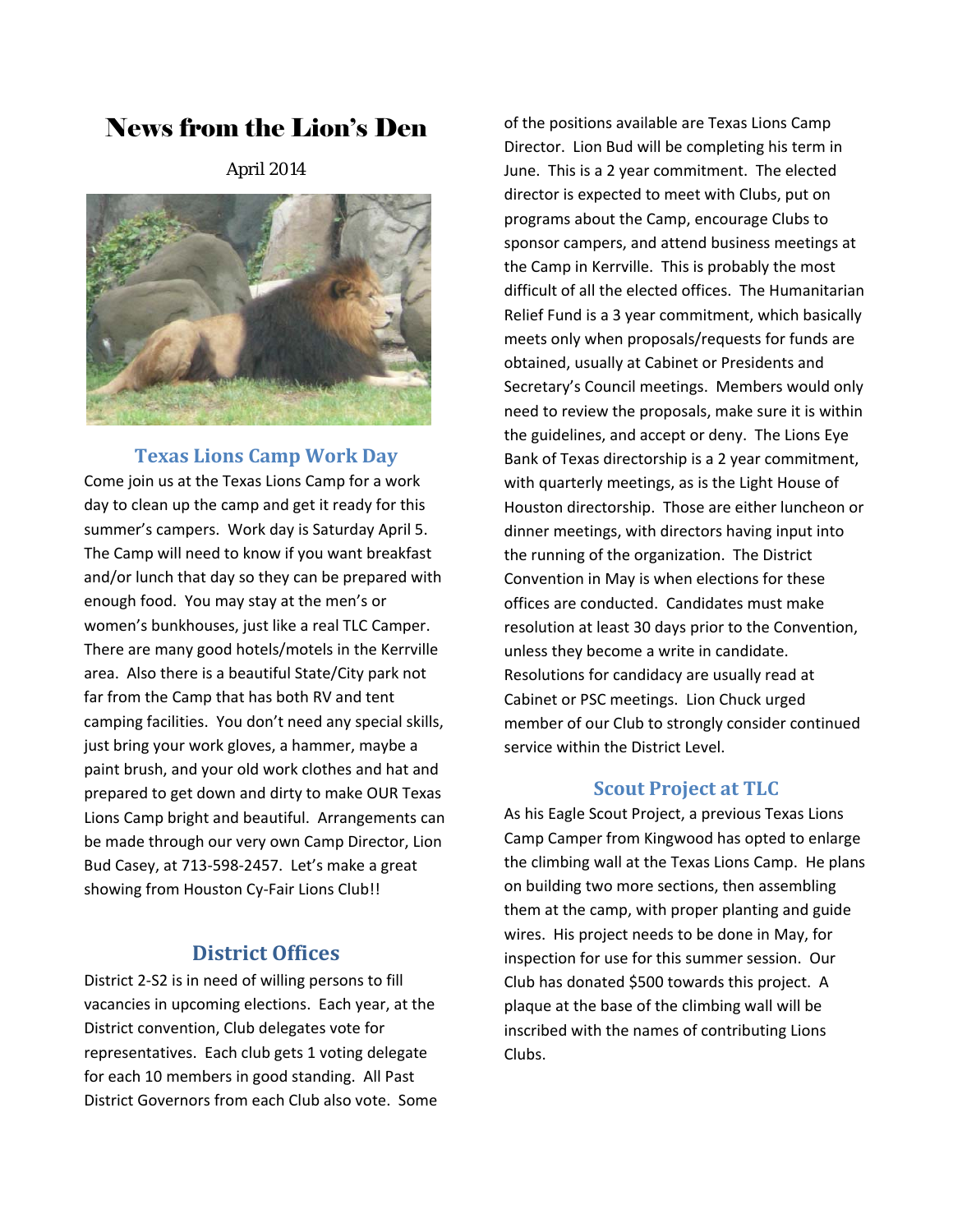# News from the Lion's Den

April 2014

## Texas Lions Camp Work Day

Come join us at the Texas Lions Camp for a work day to clean up the camp and get it ready for this summer's campers. Work day is Saturday April 5. The Camp will need to know if you want breakfast and/or lunch that day so they can be prepared with enough food. You may stay at the men's or women's bunkhouses, just like a real TLC Camper. There are many good hotels/motels in the Kerrville area. Also there is a beautiful State/City park not far from the Camp that has both RV and tent camping facilities. You don't need any special skills, just bring your work gloves, a hammer, maybe a paint brush, and your old work clothes and hat and prepared to get down and dirty to make OUR Texas Lions Camp bright and beautiful. Arrangements can be made through our very own Camp Director, Lion Bud Casey, at 713-598-2457. Let's make a great showing from Houston Cy-Fair Lions Club!!

## District Offices

District 2-S2 is in need of willing persons to fill vacancies in upcoming elections. Each year, at the District convention, Club delegates vote for representatives. Each club gets 1 voting delegate for each 10 members in good standing. All Past District Governors from each Club also vote. Some of the positions available are Texas Lions Camp Director. Lion Bud will be completing his term in June. This is a 2 year commitment. The elected director is expected to meet with Clubs, put on programs about the Camp, encourage Clubs to sponsor campers, and attend business meetings at the Camp in Kerrville. This is probably the most difficult of all the elected offices. The Humanitarian Relief Fund is a 3 year commitment, which basically meets only when proposals/requests for funds are obtained, usually at Cabinet or Presidents and Secretary's Council meetings. Members would only need to review the proposals, make sure it is within the guidelines, and accept or deny. The Lions Eye Bank of Texas directorship is a 2 year commitment, with quarterly meetings, as is the Light House of Houston directorship. Those are either luncheon or dinner meetings, with directors having input into the running of the organization. The District Convention in May is when elections for these offices are conducted. Candidates must make resolution at least 30 days prior to the Convention, unless they become a write in candidate. Resolutions for candidacy are usually read at Cabinet or PSC meetings. Lion Chuck urged member of our Club to strongly consider continued service within the District Level.

## Scout Project at TLC

As his Eagle Scout Project, a previous Texas Lions Camp Camper from Kingwood has opted to enlarge the climbing wall at the Texas Lions Camp. He plans on building two more sections, then assembling them at the camp, with proper planting and guide wires. His project needs to be done in May, for inspection for use for this summer session. Our Club has donated $500 towards this project. A plaque at the base of the climbing wall will be inscribed with the names of contributing Lions Clubs.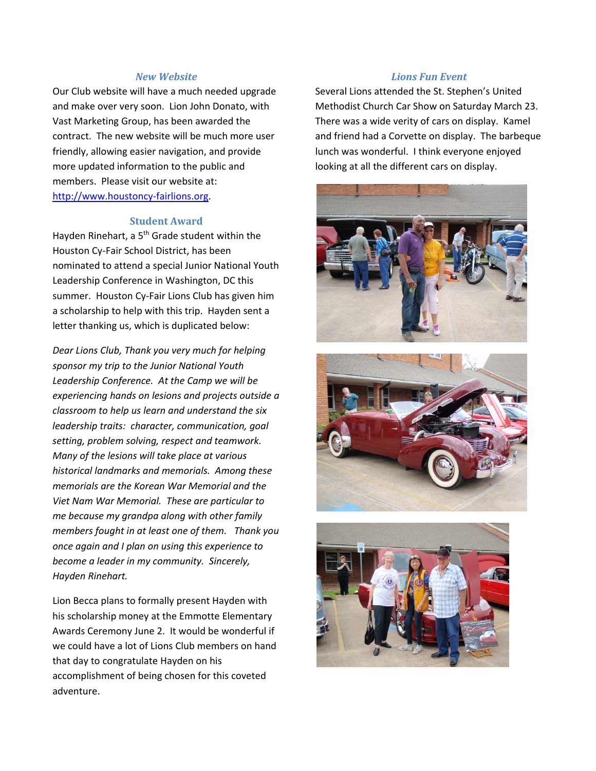### *New Website*

Our Club website will have a much needed upgrade and make over very soon. Lion John Donato, with Vast Marketing Group, has been awarded the contract. The new website will be much more user friendly, allowing easier navigation, and provide more updated information to the public and members. Please visit our website at: [http://www.houstoncy-fairlions.org](http://www.houstoncy-fairlions.org).

### Student Award

Hayden Rinehart, a 5th Grade student within the Houston Cy-Fair School District, has been nominated to attend a special Junior National Youth Leadership Conference in Washington, DC this summer. Houston Cy-Fair Lions Club has given him a scholarship to help with this trip. Hayden sent a letter thanking us, which is duplicated below:

*Dear Lions Club, Thank you very much for helping sponsor my trip to the Junior National Youth Leadership Conference. At the Camp we will be experiencing hands on lesions and projects outside a classroom to help us learn and understand the six leadership traits: character, communication, goal setting, problem solving, respect and teamwork. Many of the lesions will take place at various historical landmarks and memorials. Among these memorials are the Korean War Memorial and the Viet Nam War Memorial. These are particular to me because my grandpa along with other family members fought in at least one of them. Thank you once again and I plan on using this experience to become a leader in my community. Sincerely, Hayden Rinehart.*

Lion Becca plans to formally present Hayden with his scholarship money at the Emmotte Elementary Awards Ceremony June 2. It would be wonderful if we could have a lot of Lions Club members on hand that day to congratulate Hayden on his accomplishment of being chosen for this coveted adventure.

### *Lions Fun Event*

Several Lions attended the St. Stephen's United Methodist Church Car Show on Saturday March 23. There was a wide verity of cars on display. Kamel and friend had a Corvette on display. The barbeque lunch was wonderful. I think everyone enjoyed looking at all the different cars on display.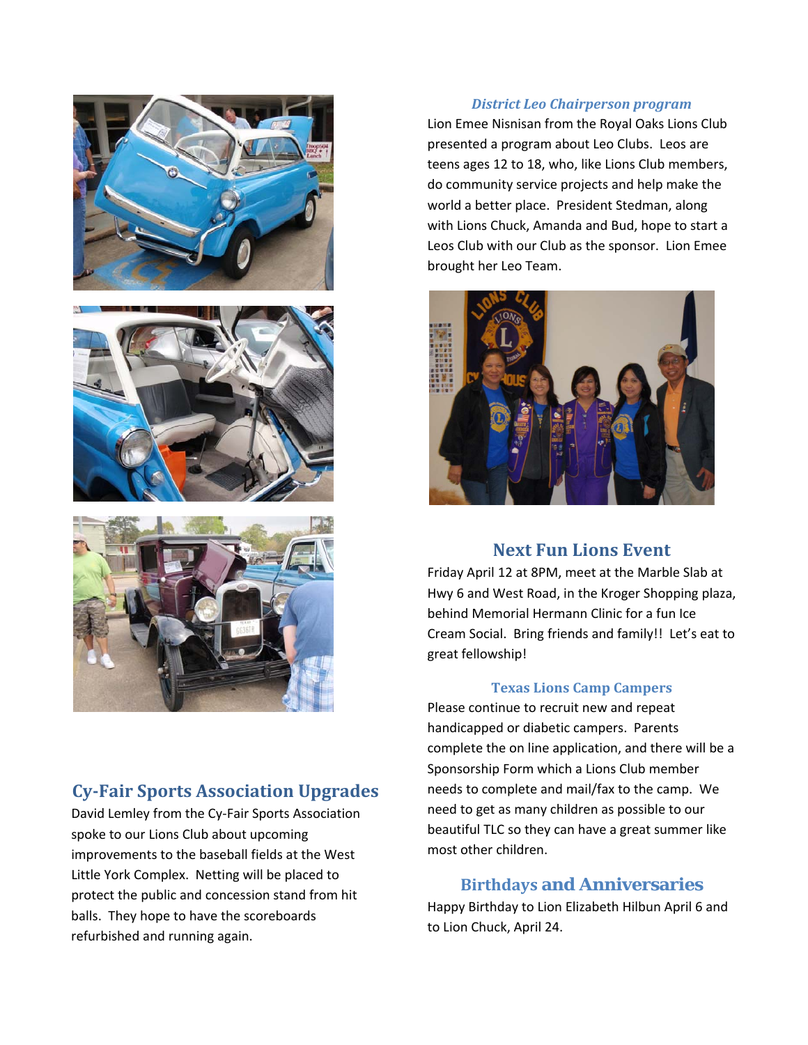### *District Leo Chairperson program*

Lion Emee Nisnisan from the Royal Oaks Lions Club presented a program about Leo Clubs. Leos are teens ages 12 to 18, who, like Lions Club members, do community service projects and help make the world a better place. President Stedman, along with Lions Chuck, Amanda and Bud, hope to start a Leos Club with our Club as the sponsor. Lion Emee brought her Leo Team.

## Next Fun Lions Event

Friday April 12 at 8PM, meet at the Marble Slab at Hwy 6 and West Road, in the Kroger Shopping plaza, behind Memorial Hermann Clinic for a fun Ice Cream Social. Bring friends and family!! Let's eat to great fellowship!

### Texas Lions Camp Campers

Please continue to recruit new and repeat handicapped or diabetic campers. Parents complete the on line application, and there will be a Sponsorship Form which a Lions Club member needs to complete and mail/fax to the camp. We need to get as many children as possible to our beautiful TLC so they can have a great summer like most other children.

## Birthdays and Anniversaries

Happy Birthday to Lion Elizabeth Hilbun April 6 and to Lion Chuck, April 24.

## Cy-Fair Sports Association Upgrades

David Lemley from the Cy-Fair Sports Association spoke to our Lions Club about upcoming improvements to the baseball fields at the West Little York Complex. Netting will be placed to protect the public and concession stand from hit balls. They hope to have the scoreboards refurbished and running again.